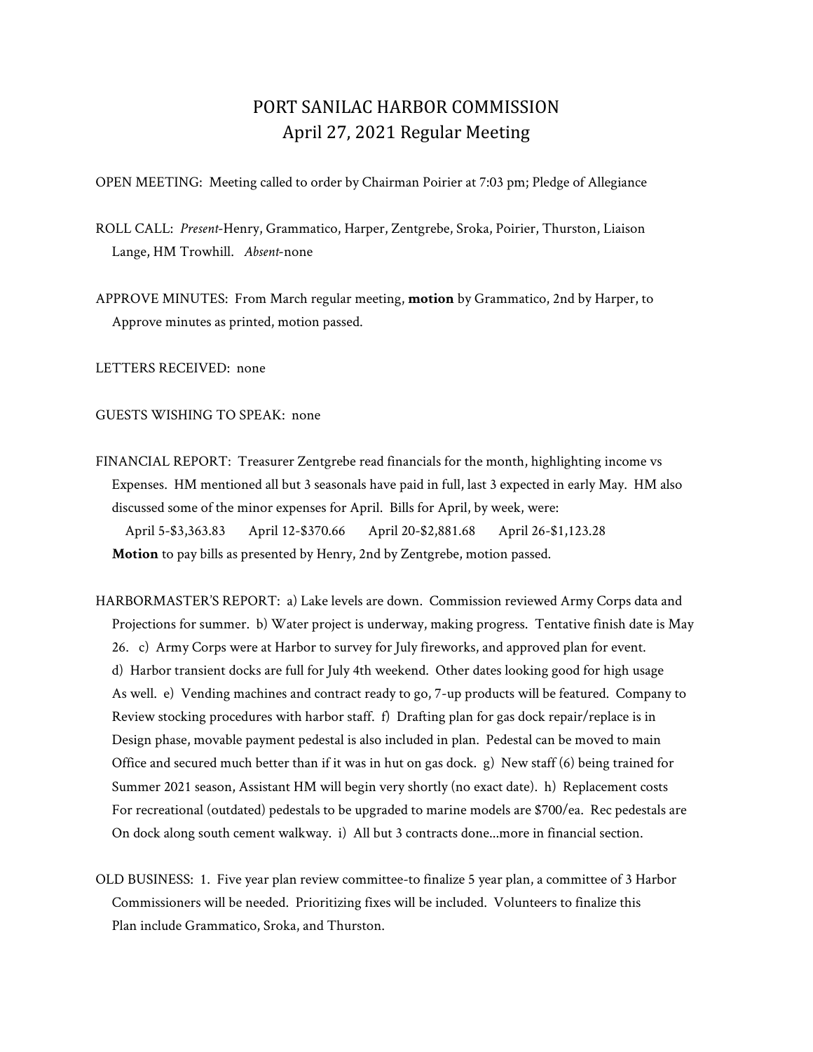# PORT SANILAC HARBOR COMMISSION
## April 27, 2021 Regular Meeting

OPEN MEETING: Meeting called to order by Chairman Poirier at 7:03 pm; Pledge of Allegiance

ROLL CALL: *Present*-Henry, Grammatico, Harper, Zentgrebe, Sroka, Poirier, Thurston, Liaison Lange, HM Trowhill. *Absent*-none

APPROVE MINUTES: From March regular meeting, **motion** by Grammatico, 2nd by Harper, to Approve minutes as printed, motion passed.

LETTERS RECEIVED: none

GUESTS WISHING TO SPEAK: none

FINANCIAL REPORT: Treasurer Zentgrebe read financials for the month, highlighting income vs Expenses. HM mentioned all but 3 seasonals have paid in full, last 3 expected in early May. HM also discussed some of the minor expenses for April. Bills for April, by week, were:

April 5-$3,363.83 April 12-$370.66 April 20-$2,881.68 April 26-$1,123.28

**Motion** to pay bills as presented by Henry, 2nd by Zentgrebe, motion passed.

HARBORMASTER'S REPORT: a) Lake levels are down. Commission reviewed Army Corps data and Projections for summer. b) Water project is underway, making progress. Tentative finish date is May 26. c) Army Corps were at Harbor to survey for July fireworks, and approved plan for event. d) Harbor transient docks are full for July 4th weekend. Other dates looking good for high usage As well. e) Vending machines and contract ready to go, 7-up products will be featured. Company to Review stocking procedures with harbor staff. f) Drafting plan for gas dock repair/replace is in Design phase, movable payment pedestal is also included in plan. Pedestal can be moved to main Office and secured much better than if it was in hut on gas dock. g) New staff (6) being trained for Summer 2021 season, Assistant HM will begin very shortly (no exact date). h) Replacement costs For recreational (outdated) pedestals to be upgraded to marine models are $700/ea. Rec pedestals are On dock along south cement walkway. i) All but 3 contracts done...more in financial section.

OLD BUSINESS: 1. Five year plan review committee-to finalize 5 year plan, a committee of 3 Harbor Commissioners will be needed. Prioritizing fixes will be included. Volunteers to finalize this Plan include Grammatico, Sroka, and Thurston.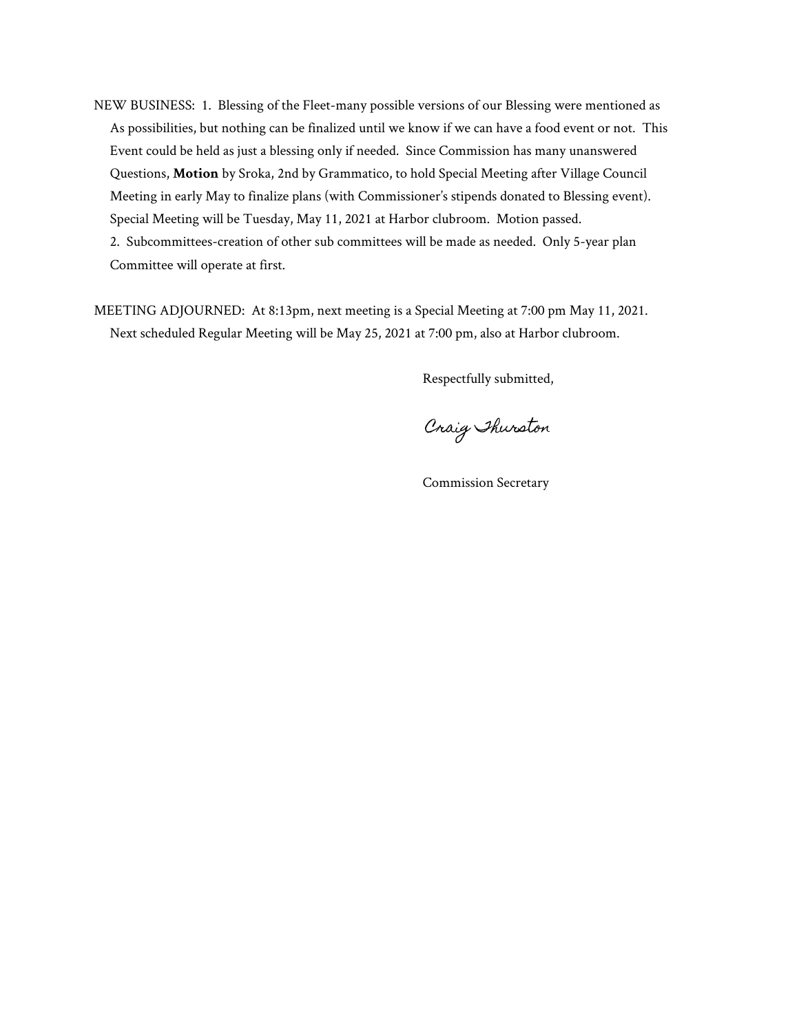NEW BUSINESS: 1. Blessing of the Fleet-many possible versions of our Blessing were mentioned as As possibilities, but nothing can be finalized until we know if we can have a food event or not. This Event could be held as just a blessing only if needed. Since Commission has many unanswered Questions, **Motion** by Sroka, 2nd by Grammatico, to hold Special Meeting after Village Council Meeting in early May to finalize plans (with Commissioner's stipends donated to Blessing event). Special Meeting will be Tuesday, May 11, 2021 at Harbor clubroom. Motion passed.

2. Subcommittees-creation of other sub committees will be made as needed. Only 5-year plan Committee will operate at first.

MEETING ADJOURNED: At 8:13pm, next meeting is a Special Meeting at 7:00 pm May 11, 2021. Next scheduled Regular Meeting will be May 25, 2021 at 7:00 pm, also at Harbor clubroom.

Respectfully submitted,

Craig Thurston

Commission Secretary